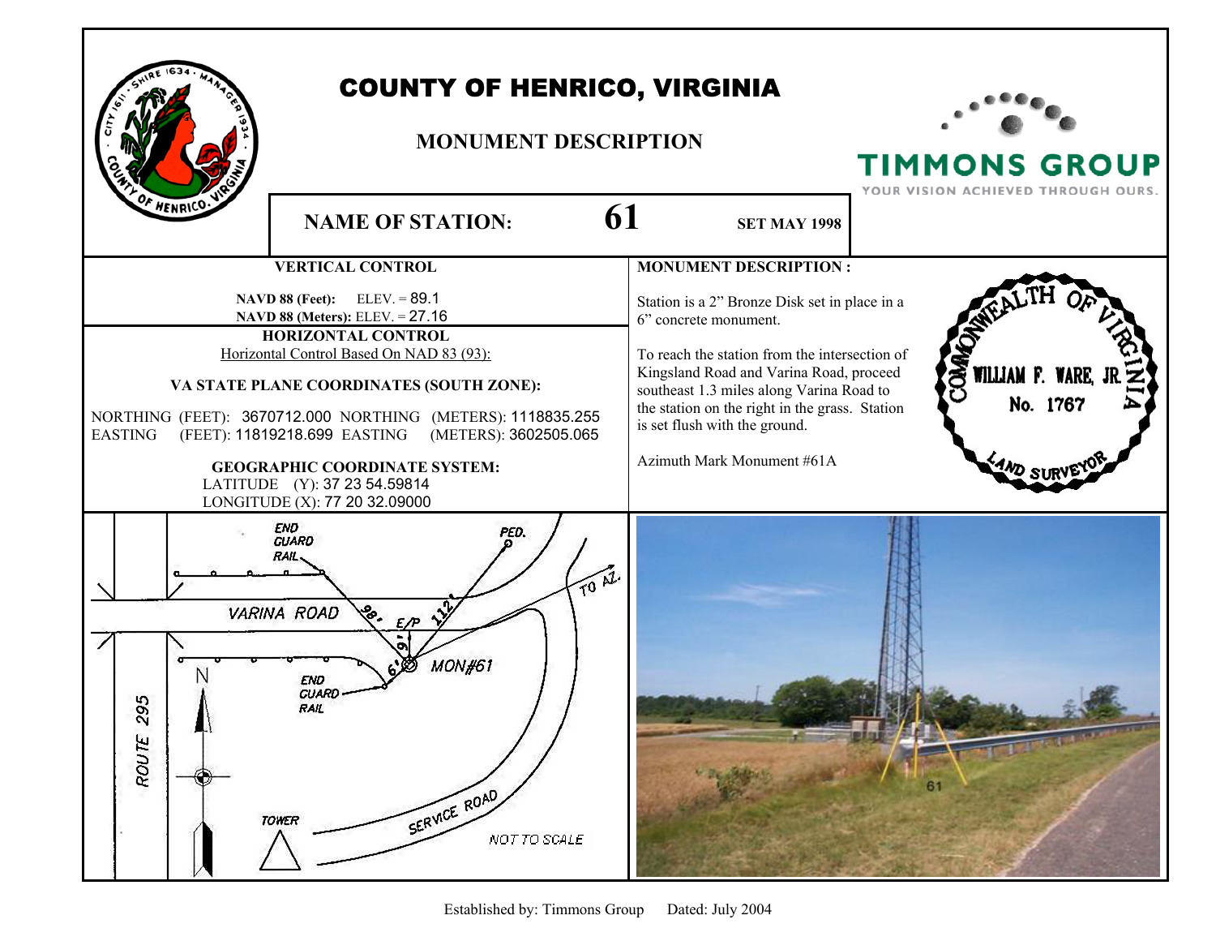# COUNTY OF HENRICO, VIRGINIA

## MONUMENT DESCRIPTION

TIMMONS GROUP
YOUR VISION ACHIEVED THROUGH OURS.

**NAME OF STATION:** **61** **SET MAY 1998**

### VERTICAL CONTROL

**NAVD 88 (Feet):** ELEV. = 89.1
**NAVD 88 (Meters):** ELEV. = 27.16

### HORIZONTAL CONTROL

Horizontal Control Based On NAD 83 (93):

**VA STATE PLANE COORDINATES (SOUTH ZONE):**

NORTHING (FEET): 3670712.000 NORTHING (METERS): 1118835.255
EASTING (FEET): 11819218.699 EASTING (METERS): 3602505.065

**GEOGRAPHIC COORDINATE SYSTEM:**

LATITUDE (Y): 37 23 54.59814
LONGITUDE (X): 77 20 32.09000

### MONUMENT DESCRIPTION :

Station is a 2" Bronze Disk set in place in a 6" concrete monument.

To reach the station from the intersection of Kingsland Road and Varina Road, proceed southeast 1.3 miles along Varina Road to the station on the right in the grass. Station is set flush with the ground.

Azimuth Mark Monument #61A

COMMONWEALTH OF VIRGINIA
WILLIAM F. WARE, JR.
No. 1767
LAND SURVEYOR

END GUARD RAIL
PED.
TO AZ.
VARINA ROAD
98'
E/P
112'
9'
6'
MON#61
END GUARD RAIL
N
ROUTE 295
TOWER
SERVICE ROAD
NOT TO SCALE

61

Established by: Timmons Group Dated: July 2004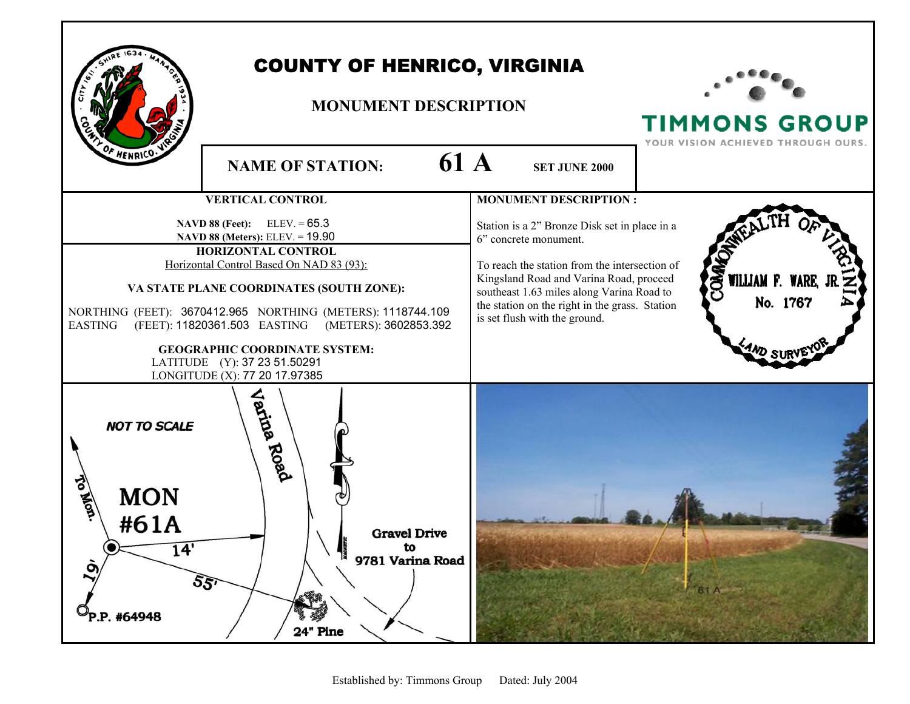# COUNTY OF HENRICO, VIRGINIA

## MONUMENT DESCRIPTION

TIMMONS GROUP
YOUR VISION ACHIEVED THROUGH OURS.

**NAME OF STATION:** **61 A** **SET JUNE 2000**

### VERTICAL CONTROL

**NAVD 88 (Feet):** ELEV. = 65.3
**NAVD 88 (Meters):** ELEV. = 19.90

### HORIZONTAL CONTROL

Horizontal Control Based On NAD 83 (93):

**VA STATE PLANE COORDINATES (SOUTH ZONE):**

NORTHING (FEET): 3670412.965 NORTHING (METERS): 1118744.109
EASTING (FEET): 11820361.503 EASTING (METERS): 3602853.392

**GEOGRAPHIC COORDINATE SYSTEM:**

LATITUDE (Y): 37 23 51.50291
LONGITUDE (X): 77 20 17.97385

### MONUMENT DESCRIPTION :

Station is a 2" Bronze Disk set in place in a 6" concrete monument.

To reach the station from the intersection of Kingsland Road and Varina Road, proceed southeast 1.63 miles along Varina Road to the station on the right in the grass. Station is set flush with the ground.

COMMONWEALTH OF VIRGINIA
WILLIAM F. WARE, JR.
No. 1767
LAND SURVEYOR

NOT TO SCALE

Varina Road

To Mon.

MON #61A

14'

19'

55'

P.P. #64948

24" Pine

Gravel Drive to 9781 Varina Road

Established by: Timmons Group Dated: July 2004